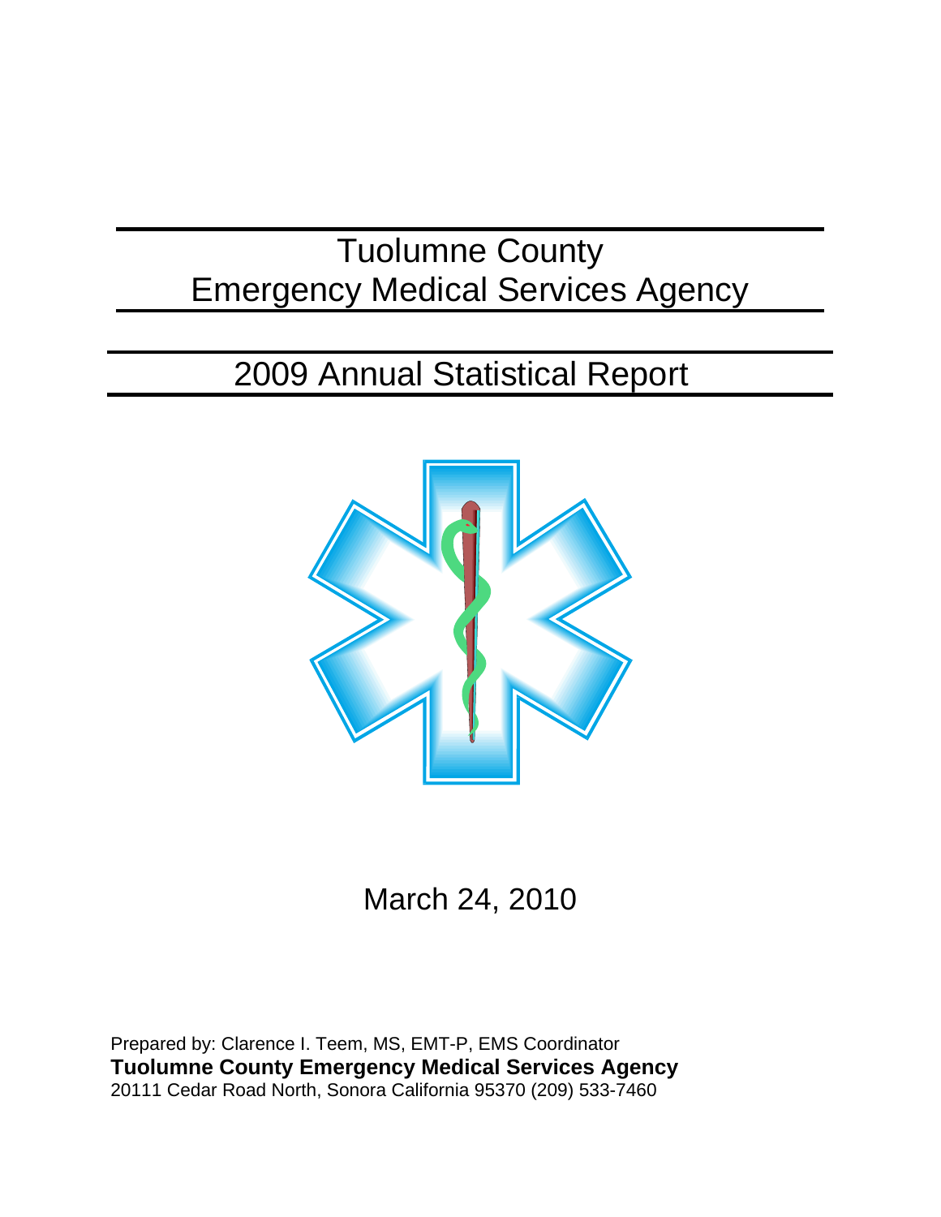# Tuolumne County
# Emergency Medical Services Agency

## 2009 Annual Statistical Report

March 24, 2010

Prepared by: Clarence I. Teem, MS, EMT-P, EMS Coordinator
**Tuolumne County Emergency Medical Services Agency**
20111 Cedar Road North, Sonora California 95370 (209) 533-7460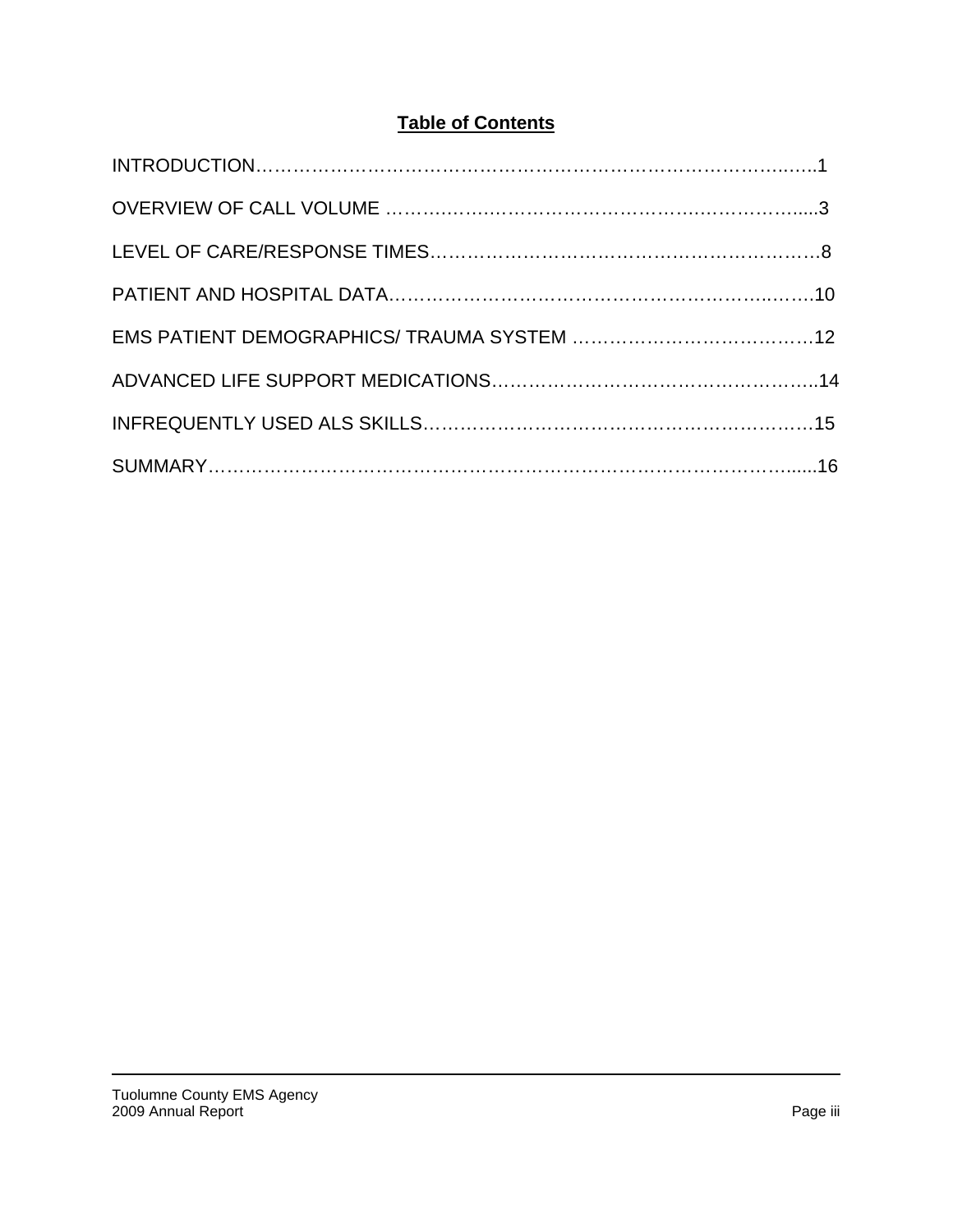# Table of Contents

INTRODUCTION……………………………………………………………………………….…..1

OVERVIEW OF CALL VOLUME ………….……………………………….…………………....3

LEVEL OF CARE/RESPONSE TIMES…………………………………….…………………….8

PATIENT AND HOSPITAL DATA…………….…………….……….…….………….…..…….10

EMS PATIENT DEMOGRAPHICS/ TRAUMA SYSTEM ………………….……………….12

ADVANCED LIFE SUPPORT MEDICATIONS……………………………….…………..14

INFREQUENTLY USED ALS SKILLS…………………………………………………….15

SUMMARY……………………………………………………………………………….......16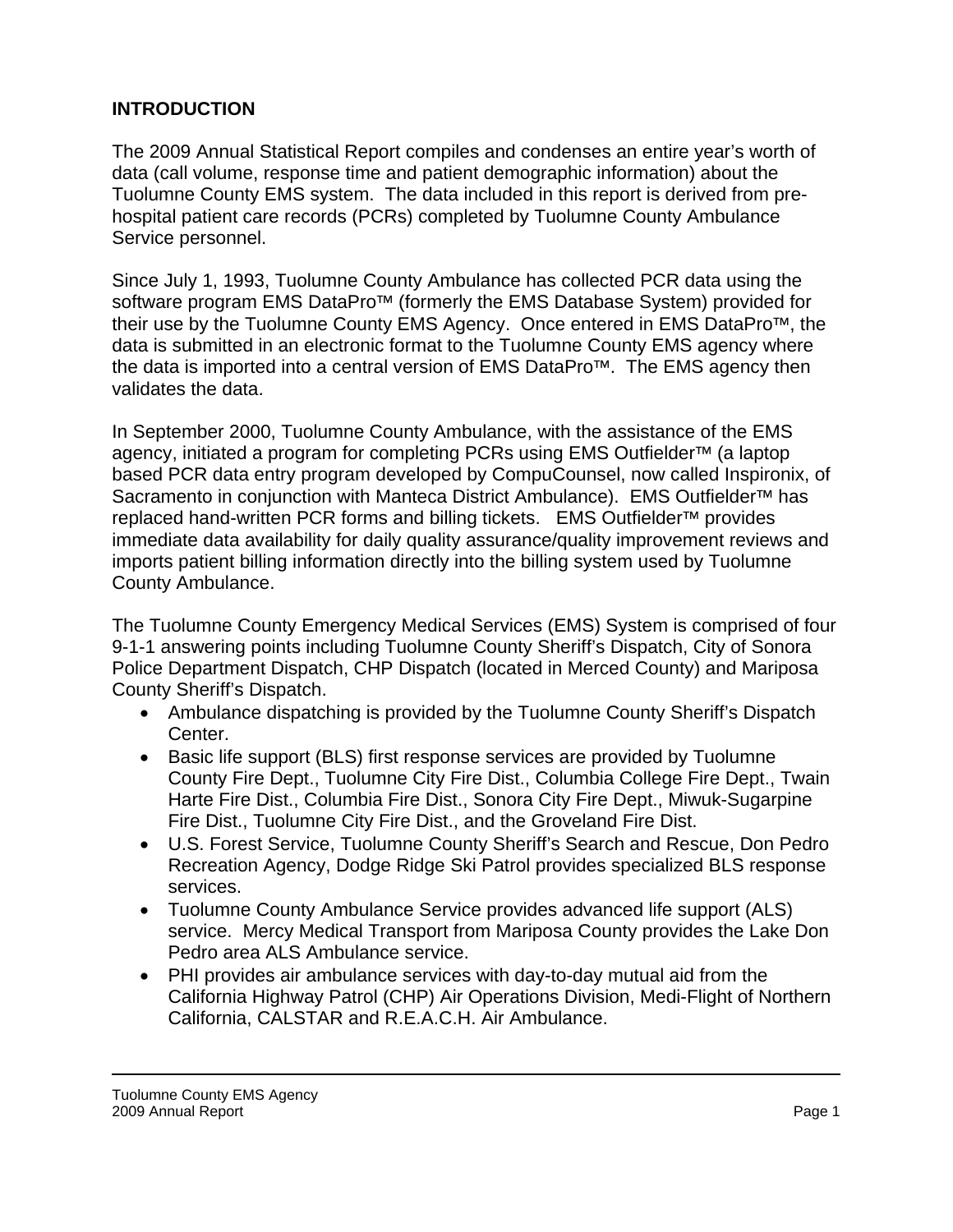## INTRODUCTION

The 2009 Annual Statistical Report compiles and condenses an entire year's worth of data (call volume, response time and patient demographic information) about the Tuolumne County EMS system. The data included in this report is derived from pre-hospital patient care records (PCRs) completed by Tuolumne County Ambulance Service personnel.

Since July 1, 1993, Tuolumne County Ambulance has collected PCR data using the software program EMS DataPro™ (formerly the EMS Database System) provided for their use by the Tuolumne County EMS Agency. Once entered in EMS DataPro™, the data is submitted in an electronic format to the Tuolumne County EMS agency where the data is imported into a central version of EMS DataPro™. The EMS agency then validates the data.

In September 2000, Tuolumne County Ambulance, with the assistance of the EMS agency, initiated a program for completing PCRs using EMS Outfielder™ (a laptop based PCR data entry program developed by CompuCounsel, now called Inspironix, of Sacramento in conjunction with Manteca District Ambulance). EMS Outfielder™ has replaced hand-written PCR forms and billing tickets. EMS Outfielder™ provides immediate data availability for daily quality assurance/quality improvement reviews and imports patient billing information directly into the billing system used by Tuolumne County Ambulance.

The Tuolumne County Emergency Medical Services (EMS) System is comprised of four 9-1-1 answering points including Tuolumne County Sheriff's Dispatch, City of Sonora Police Department Dispatch, CHP Dispatch (located in Merced County) and Mariposa County Sheriff's Dispatch.

- Ambulance dispatching is provided by the Tuolumne County Sheriff's Dispatch Center.
- Basic life support (BLS) first response services are provided by Tuolumne County Fire Dept., Tuolumne City Fire Dist., Columbia College Fire Dept., Twain Harte Fire Dist., Columbia Fire Dist., Sonora City Fire Dept., Miwuk-Sugarpine Fire Dist., Tuolumne City Fire Dist., and the Groveland Fire Dist.
- U.S. Forest Service, Tuolumne County Sheriff's Search and Rescue, Don Pedro Recreation Agency, Dodge Ridge Ski Patrol provides specialized BLS response services.
- Tuolumne County Ambulance Service provides advanced life support (ALS) service. Mercy Medical Transport from Mariposa County provides the Lake Don Pedro area ALS Ambulance service.
- PHI provides air ambulance services with day-to-day mutual aid from the California Highway Patrol (CHP) Air Operations Division, Medi-Flight of Northern California, CALSTAR and R.E.A.C.H. Air Ambulance.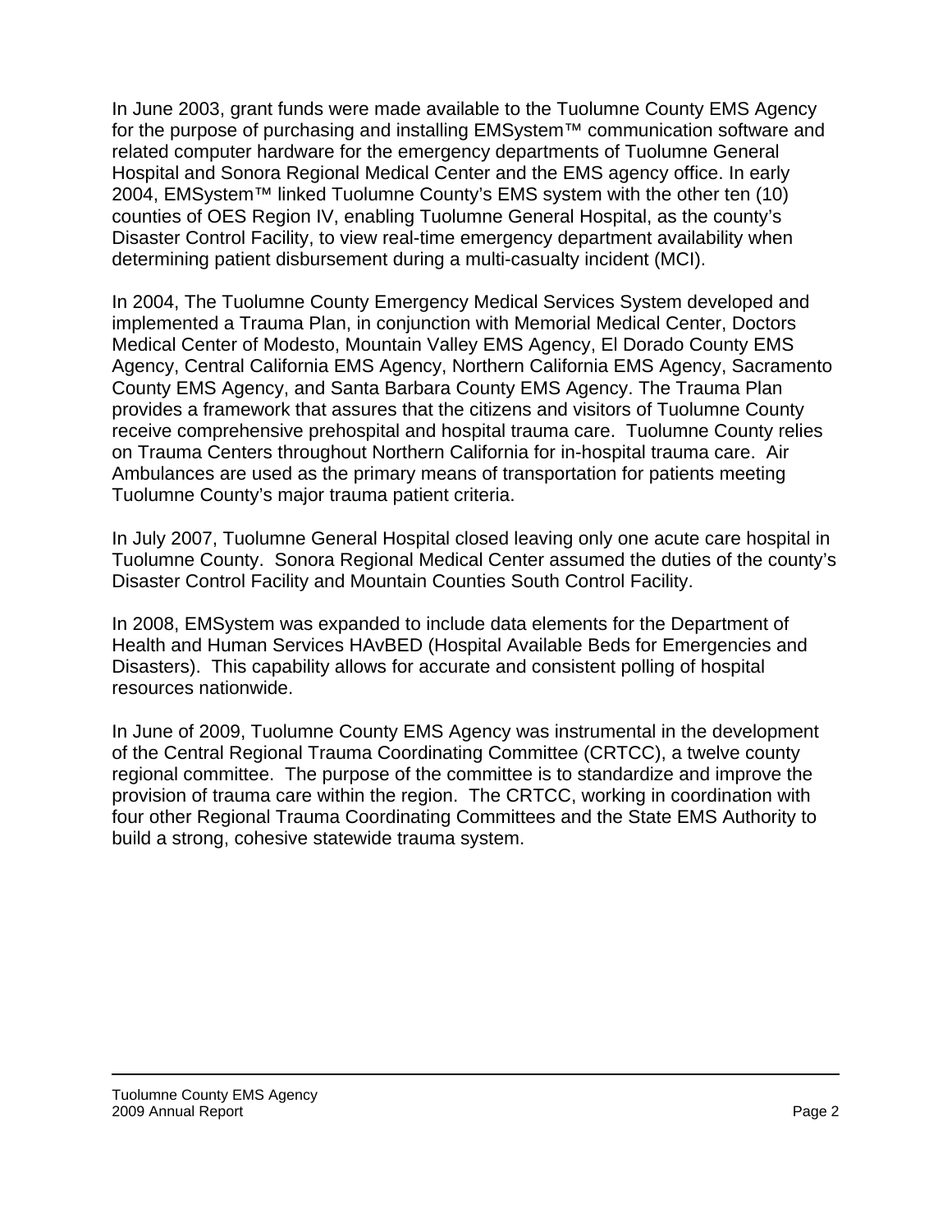In June 2003, grant funds were made available to the Tuolumne County EMS Agency for the purpose of purchasing and installing EMSystem™ communication software and related computer hardware for the emergency departments of Tuolumne General Hospital and Sonora Regional Medical Center and the EMS agency office. In early 2004, EMSystem™ linked Tuolumne County's EMS system with the other ten (10) counties of OES Region IV, enabling Tuolumne General Hospital, as the county's Disaster Control Facility, to view real-time emergency department availability when determining patient disbursement during a multi-casualty incident (MCI).

In 2004, The Tuolumne County Emergency Medical Services System developed and implemented a Trauma Plan, in conjunction with Memorial Medical Center, Doctors Medical Center of Modesto, Mountain Valley EMS Agency, El Dorado County EMS Agency, Central California EMS Agency, Northern California EMS Agency, Sacramento County EMS Agency, and Santa Barbara County EMS Agency. The Trauma Plan provides a framework that assures that the citizens and visitors of Tuolumne County receive comprehensive prehospital and hospital trauma care. Tuolumne County relies on Trauma Centers throughout Northern California for in-hospital trauma care. Air Ambulances are used as the primary means of transportation for patients meeting Tuolumne County's major trauma patient criteria.

In July 2007, Tuolumne General Hospital closed leaving only one acute care hospital in Tuolumne County. Sonora Regional Medical Center assumed the duties of the county's Disaster Control Facility and Mountain Counties South Control Facility.

In 2008, EMSystem was expanded to include data elements for the Department of Health and Human Services HAvBED (Hospital Available Beds for Emergencies and Disasters). This capability allows for accurate and consistent polling of hospital resources nationwide.

In June of 2009, Tuolumne County EMS Agency was instrumental in the development of the Central Regional Trauma Coordinating Committee (CRTCC), a twelve county regional committee. The purpose of the committee is to standardize and improve the provision of trauma care within the region. The CRTCC, working in coordination with four other Regional Trauma Coordinating Committees and the State EMS Authority to build a strong, cohesive statewide trauma system.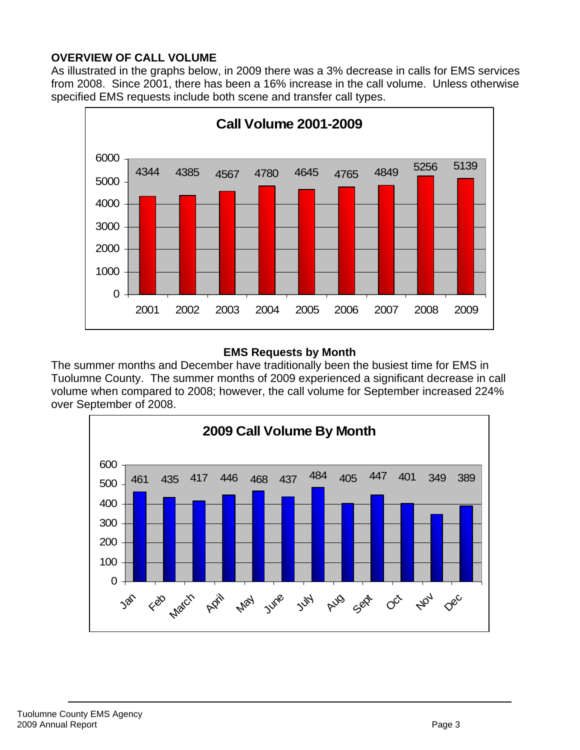**OVERVIEW OF CALL VOLUME**

As illustrated in the graphs below, in 2009 there was a 3% decrease in calls for EMS services from 2008. Since 2001, there has been a 16% increase in the call volume. Unless otherwise specified EMS requests include both scene and transfer call types.

**Call Volume 2001-2009**

| Year | 2001 | 2002 | 2003 | 2004 | 2005 | 2006 | 2007 | 2008 | 2009 |
|---|---|---|---|---|---|---|---|---|---|
| Calls | 4344 | 4385 | 4567 | 4780 | 4645 | 4765 | 4849 | 5256 | 5139 |

**EMS Requests by Month**

The summer months and December have traditionally been the busiest time for EMS in Tuolumne County. The summer months of 2009 experienced a significant decrease in call volume when compared to 2008; however, the call volume for September increased 224% over September of 2008.

**2009 Call Volume By Month**

| Month | Jan | Feb | March | April | May | June | July | Aug | Sept | Oct | Nov | Dec |
|---|---|---|---|---|---|---|---|---|---|---|---|---|
| Calls | 461 | 435 | 417 | 446 | 468 | 437 | 484 | 405 | 447 | 401 | 349 | 389 |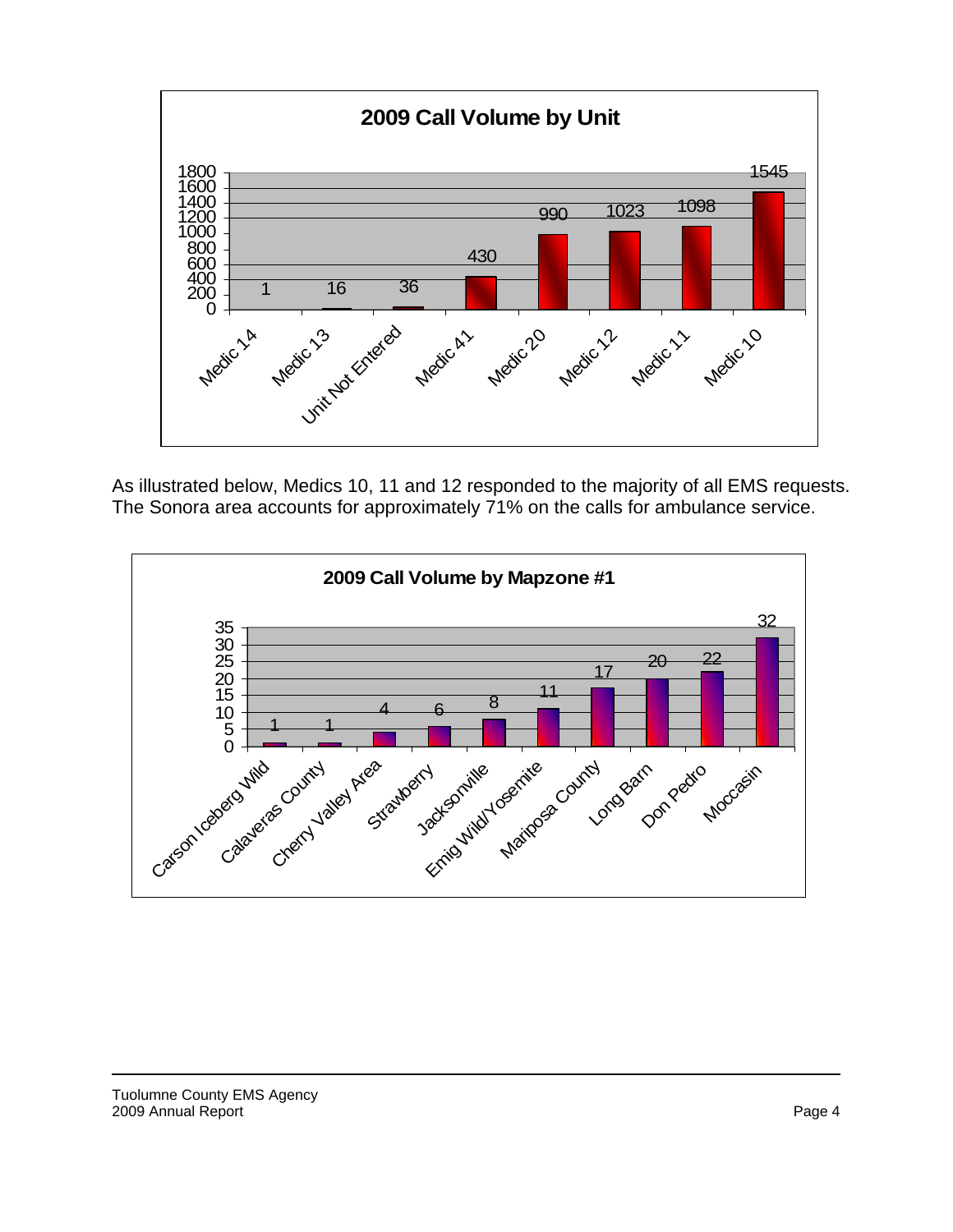**2009 Call Volume by Unit**

| Unit | Calls |
|---|---|
| Medic 14 | 1 |
| Medic 13 | 16 |
| Unit Not Entered | 36 |
| Medic 41 | 430 |
| Medic 20 | 990 |
| Medic 12 | 1023 |
| Medic 11 | 1098 |
| Medic 10 | 1545 |

As illustrated below, Medics 10, 11 and 12 responded to the majority of all EMS requests. The Sonora area accounts for approximately 71% on the calls for ambulance service.

**2009 Call Volume by Mapzone #1**

| Mapzone | Calls |
|---|---|
| Carson Iceberg Wild | 1 |
| Calaveras County | 1 |
| Cherry Valley Area | 4 |
| Strawberry | 6 |
| Jacksonville | 8 |
| Emig Wild/Yosemite | 11 |
| Mariposa County | 17 |
| Long Barn | 20 |
| Don Pedro | 22 |
| Moccasin | 32 |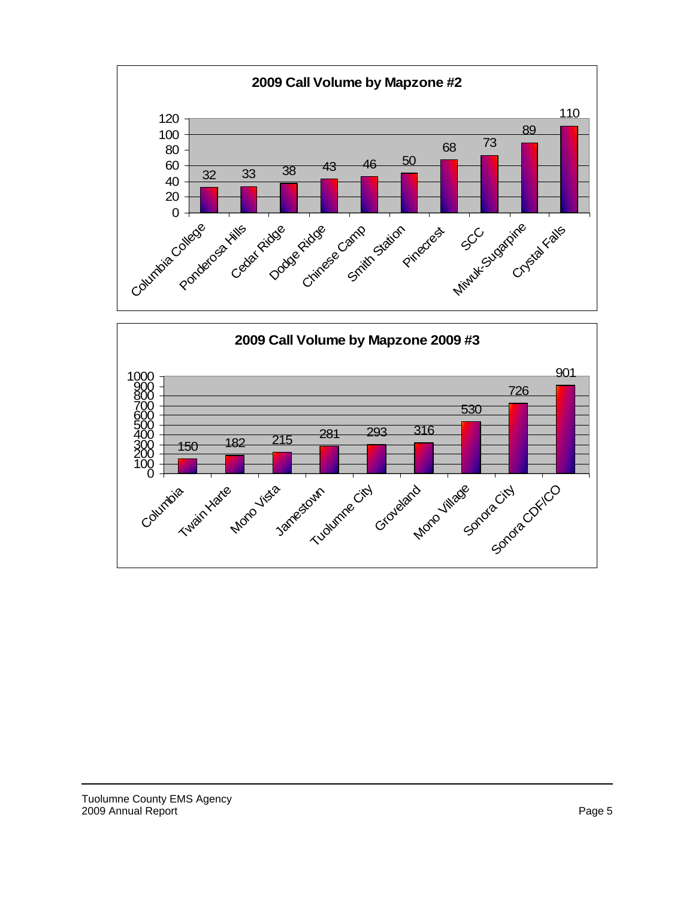## 2009 Call Volume by Mapzone #2

| Mapzone | Calls |
|---|---|
| Columbia College | 32 |
| Ponderosa Hills | 33 |
| Cedar Ridge | 38 |
| Dodge Ridge | 43 |
| Chinese Camp | 46 |
| Smith Station | 50 |
| Pinecrest | 68 |
| SCC | 73 |
| Miwuk-Sugarpine | 89 |
| Crystal Falls | 110 |

## 2009 Call Volume by Mapzone 2009 #3

| Mapzone | Calls |
|---|---|
| Columbia | 150 |
| Twain Harte | 182 |
| Mono Vista | 215 |
| Jamestown | 281 |
| Tuolumne City | 293 |
| Groveland | 316 |
| Mono Village | 530 |
| Sonora City | 726 |
| Sonora CDF/CO | 901 |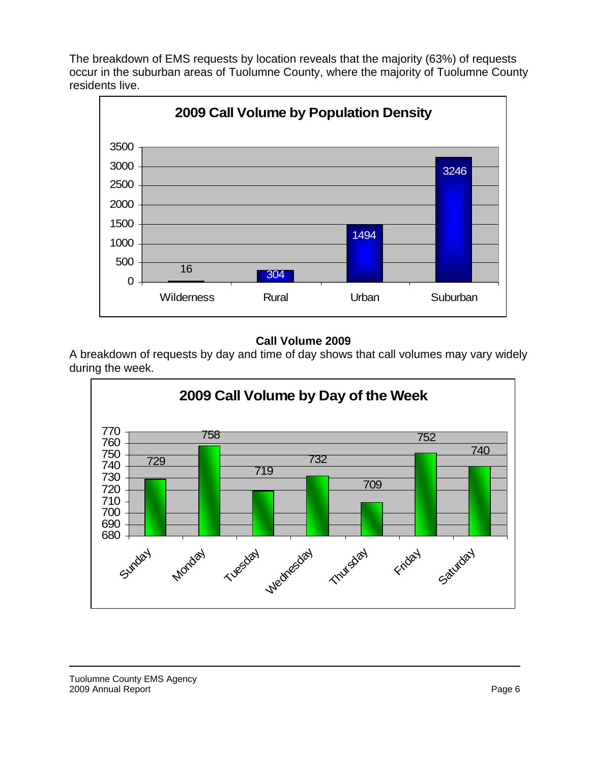The breakdown of EMS requests by location reveals that the majority (63%) of requests occur in the suburban areas of Tuolumne County, where the majority of Tuolumne County residents live.

**2009 Call Volume by Population Density**

| Wilderness | Rural | Urban | Suburban |
|---|---|---|---|
| 16 | 304 | 1494 | 3246 |

**Call Volume 2009**

A breakdown of requests by day and time of day shows that call volumes may vary widely during the week.

**2009 Call Volume by Day of the Week**

| Sunday | Monday | Tuesday | Wednesday | Thursday | Friday | Saturday |
|---|---|---|---|---|---|---|
| 729 | 758 | 719 | 732 | 709 | 752 | 740 |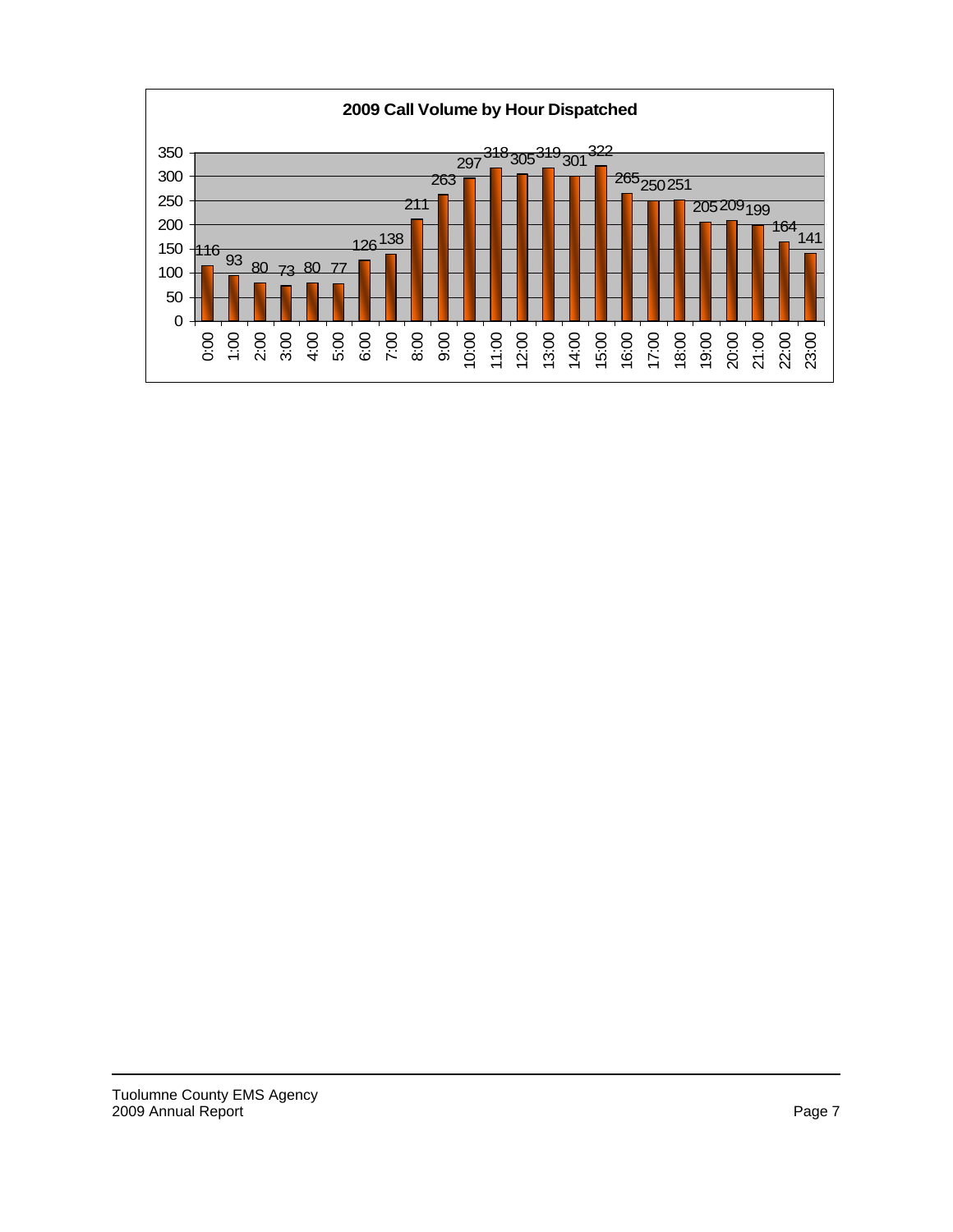**2009 Call Volume by Hour Dispatched**

| Hour | Calls |
|---|---|
| 0:00 | 116 |
| 1:00 | 93 |
| 2:00 | 80 |
| 3:00 | 73 |
| 4:00 | 80 |
| 5:00 | 77 |
| 6:00 | 126 |
| 7:00 | 138 |
| 8:00 | 211 |
| 9:00 | 263 |
| 10:00 | 297 |
| 11:00 | 318 |
| 12:00 | 305 |
| 13:00 | 319 |
| 14:00 | 301 |
| 15:00 | 322 |
| 16:00 | 265 |
| 17:00 | 250 |
| 18:00 | 251 |
| 19:00 | 205 |
| 20:00 | 209 |
| 21:00 | 199 |
| 22:00 | 164 |
| 23:00 | 141 |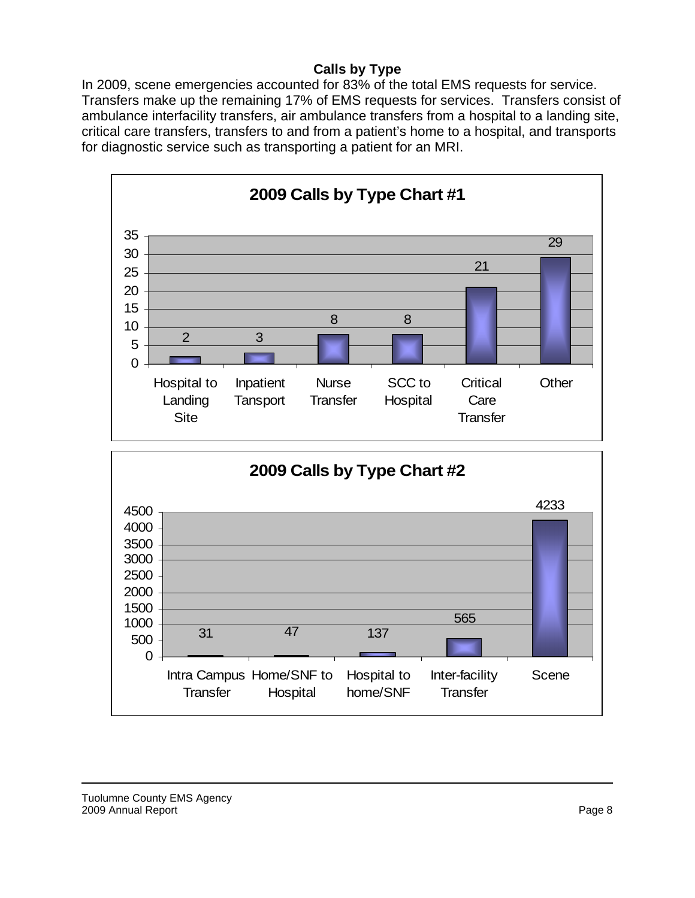**Calls by Type**

In 2009, scene emergencies accounted for 83% of the total EMS requests for service. Transfers make up the remaining 17% of EMS requests for services. Transfers consist of ambulance interfacility transfers, air ambulance transfers from a hospital to a landing site, critical care transfers, transfers to and from a patient's home to a hospital, and transports for diagnostic service such as transporting a patient for an MRI.

**2009 Calls by Type Chart #1**

| Type | Calls |
|---|---|
| Hospital to Landing Site | 2 |
| Inpatient Tansport | 3 |
| Nurse Transfer | 8 |
| SCC to Hospital | 8 |
| Critical Care Transfer | 21 |
| Other | 29 |

**2009 Calls by Type Chart #2**

| Type | Calls |
|---|---|
| Intra Campus Transfer | 31 |
| Home/SNF to Hospital | 47 |
| Hospital to home/SNF | 137 |
| Inter-facility Transfer | 565 |
| Scene | 4233 |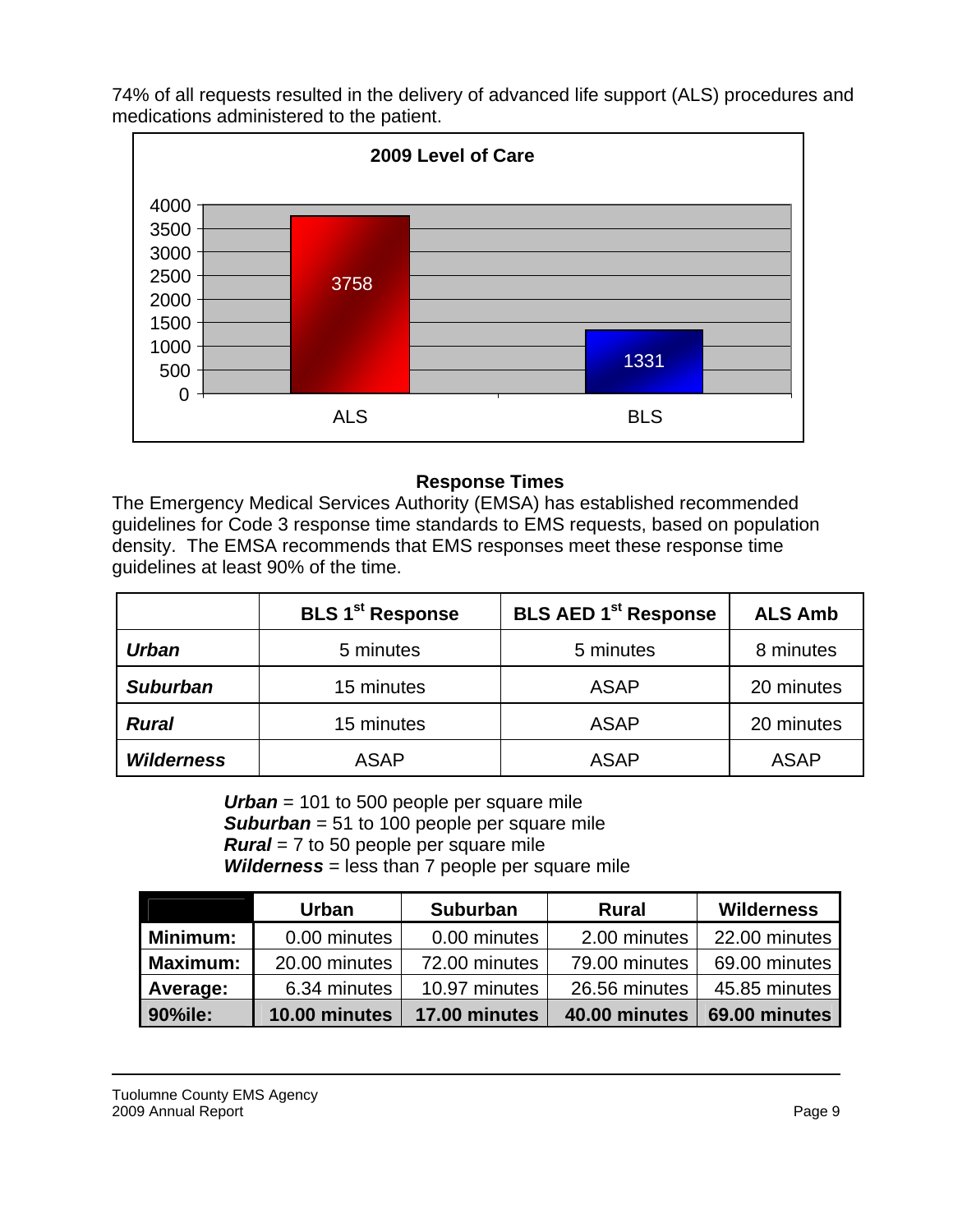74% of all requests resulted in the delivery of advanced life support (ALS) procedures and medications administered to the patient.

**2009 Level of Care**

| Level of Care | Count |
|---|---|
| ALS | 3758 |
| BLS | 1331 |

### Response Times

The Emergency Medical Services Authority (EMSA) has established recommended guidelines for Code 3 response time standards to EMS requests, based on population density. The EMSA recommends that EMS responses meet these response time guidelines at least 90% of the time.

| | BLS 1st Response | BLS AED 1st Response | ALS Amb |
|---|---|---|---|
| ***Urban*** | 5 minutes | 5 minutes | 8 minutes |
| ***Suburban*** | 15 minutes | ASAP | 20 minutes |
| ***Rural*** | 15 minutes | ASAP | 20 minutes |
| ***Wilderness*** | ASAP | ASAP | ASAP |

***Urban*** = 101 to 500 people per square mile
***Suburban*** = 51 to 100 people per square mile
***Rural*** = 7 to 50 people per square mile
***Wilderness*** = less than 7 people per square mile

| | Urban | Suburban | Rural | Wilderness |
|---|---|---|---|---|
| **Minimum:** | 0.00 minutes | 0.00 minutes | 2.00 minutes | 22.00 minutes |
| **Maximum:** | 20.00 minutes | 72.00 minutes | 79.00 minutes | 69.00 minutes |
| **Average:** | 6.34 minutes | 10.97 minutes | 26.56 minutes | 45.85 minutes |
| **90%ile:** | **10.00 minutes** | **17.00 minutes** | **40.00 minutes** | **69.00 minutes** |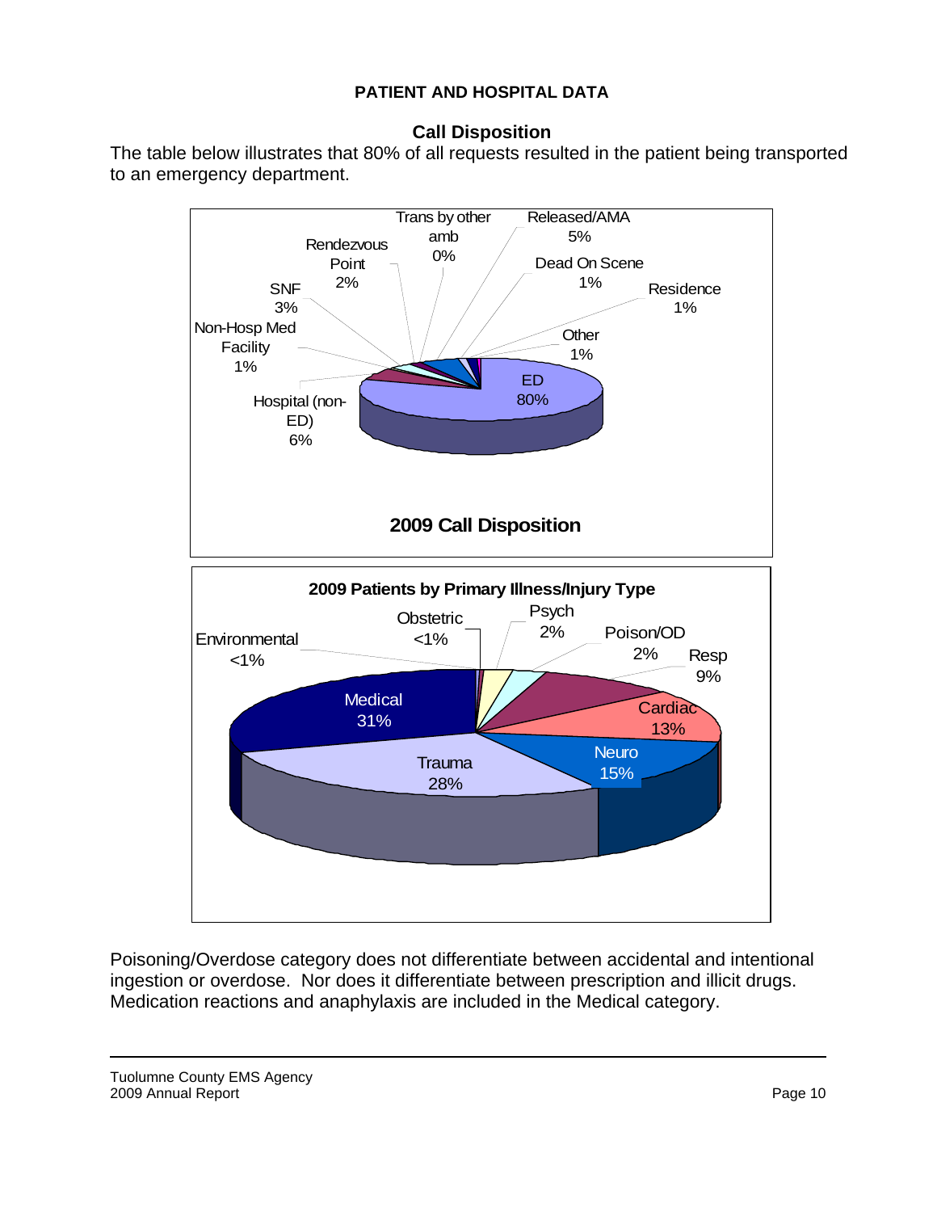**PATIENT AND HOSPITAL DATA**

**Call Disposition**

The table below illustrates that 80% of all requests resulted in the patient being transported to an emergency department.

**2009 Call Disposition**

| Disposition | Percent |
|---|---|
| ED | 80% |
| Hospital (non-ED) | 6% |
| Released/AMA | 5% |
| SNF | 3% |
| Rendezvous Point | 2% |
| Non-Hosp Med Facility | 1% |
| Dead On Scene | 1% |
| Residence | 1% |
| Other | 1% |
| Trans by other amb | 0% |

**2009 Patients by Primary Illness/Injury Type**

| Type | Percent |
|---|---|
| Medical | 31% |
| Trauma | 28% |
| Neuro | 15% |
| Cardiac | 13% |
| Resp | 9% |
| Poison/OD | 2% |
| Psych | 2% |
| Obstetric | <1% |
| Environmental | <1% |

Poisoning/Overdose category does not differentiate between accidental and intentional ingestion or overdose. Nor does it differentiate between prescription and illicit drugs. Medication reactions and anaphylaxis are included in the Medical category.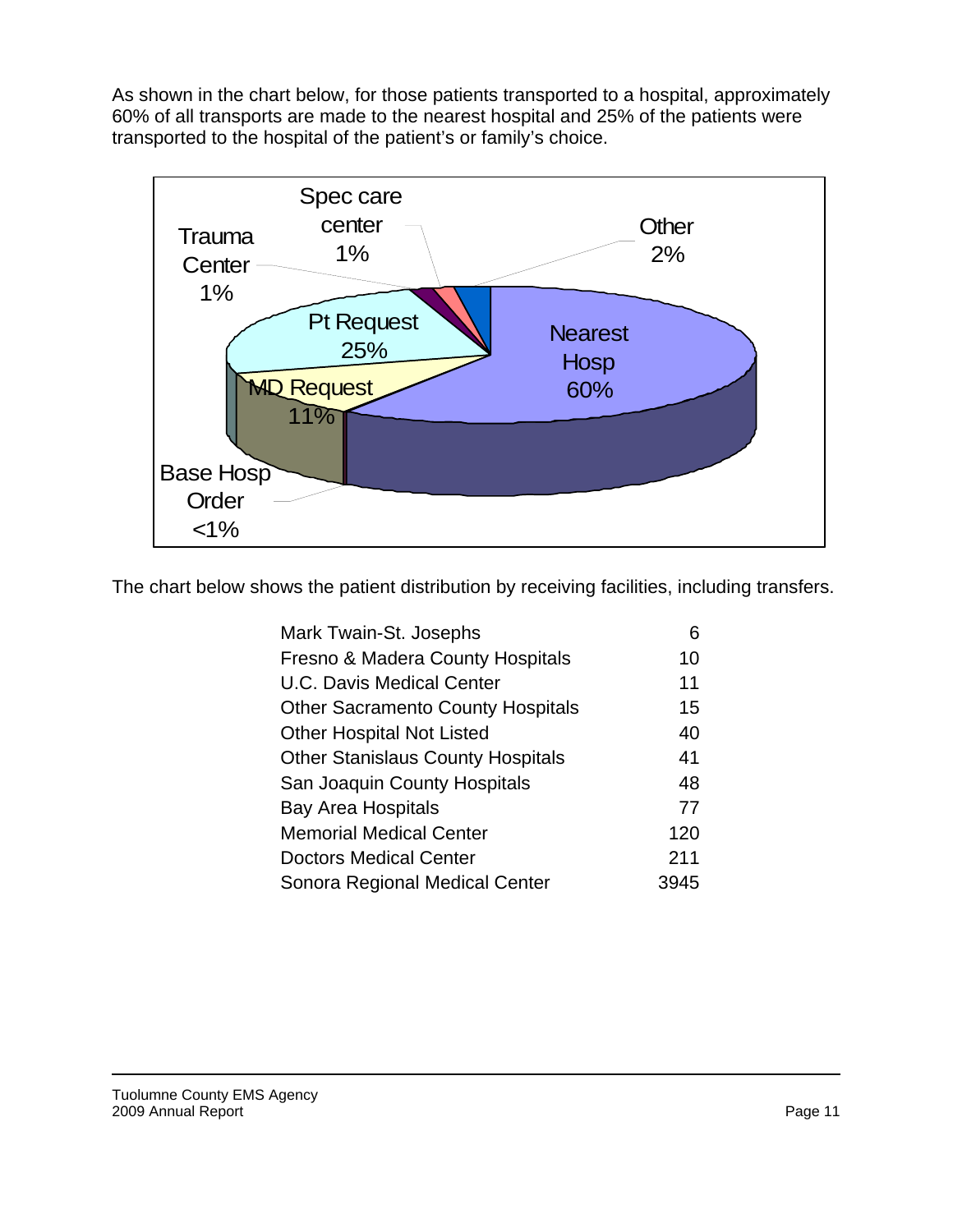As shown in the chart below, for those patients transported to a hospital, approximately 60% of all transports are made to the nearest hospital and 25% of the patients were transported to the hospital of the patient's or family's choice.

| Category | Percent |
|---|---|
| Nearest Hosp | 60% |
| Pt Request | 25% |
| MD Request | 11% |
| Other | 2% |
| Spec care center | 1% |
| Trauma Center | 1% |
| Base Hosp Order | <1% |

The chart below shows the patient distribution by receiving facilities, including transfers.

| Facility | Patients |
|---|---|
| Mark Twain-St. Josephs | 6 |
| Fresno & Madera County Hospitals | 10 |
| U.C. Davis Medical Center | 11 |
| Other Sacramento County Hospitals | 15 |
| Other Hospital Not Listed | 40 |
| Other Stanislaus County Hospitals | 41 |
| San Joaquin County Hospitals | 48 |
| Bay Area Hospitals | 77 |
| Memorial Medical Center | 120 |
| Doctors Medical Center | 211 |
| Sonora Regional Medical Center | 3945 |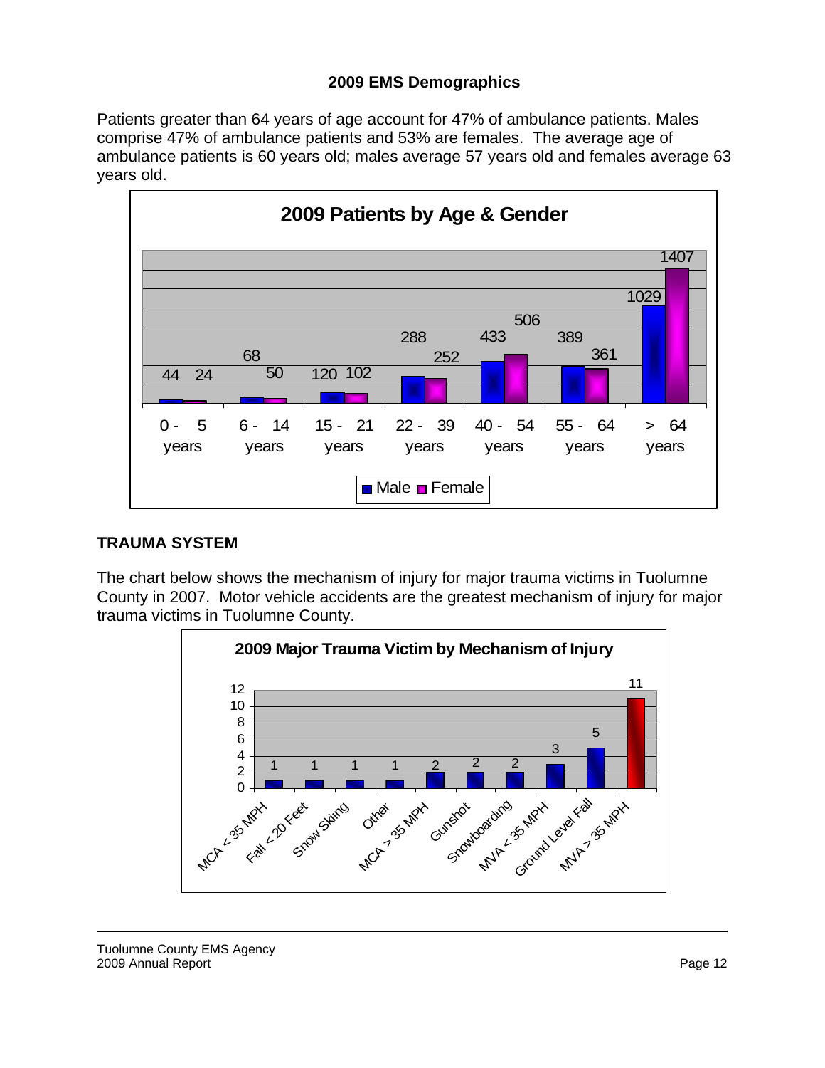## 2009 EMS Demographics

Patients greater than 64 years of age account for 47% of ambulance patients. Males comprise 47% of ambulance patients and 53% are females. The average age of ambulance patients is 60 years old; males average 57 years old and females average 63 years old.

**2009 Patients by Age & Gender**

| Age | Male | Female |
| --- | --- | --- |
| 0 - 5 years | 44 | 24 |
| 6 - 14 years | 68 | 50 |
| 15 - 21 years | 120 | 102 |
| 22 - 39 years | 288 | 252 |
| 40 - 54 years | 433 | 506 |
| 55 - 64 years | 389 | 361 |
| > 64 years | 1029 | 1407 |

## TRAUMA SYSTEM

The chart below shows the mechanism of injury for major trauma victims in Tuolumne County in 2007. Motor vehicle accidents are the greatest mechanism of injury for major trauma victims in Tuolumne County.

**2009 Major Trauma Victim by Mechanism of Injury**

| Mechanism of Injury | Victims |
| --- | --- |
| MCA < 35 MPH | 1 |
| Fall < 20 Feet | 1 |
| Snow Skiing | 1 |
| Other | 1 |
| MCA > 35 MPH | 2 |
| Gunshot | 2 |
| Snowboarding | 2 |
| MVA < 35 MPH | 3 |
| Ground Level Fall | 5 |
| MVA > 35 MPH | 11 |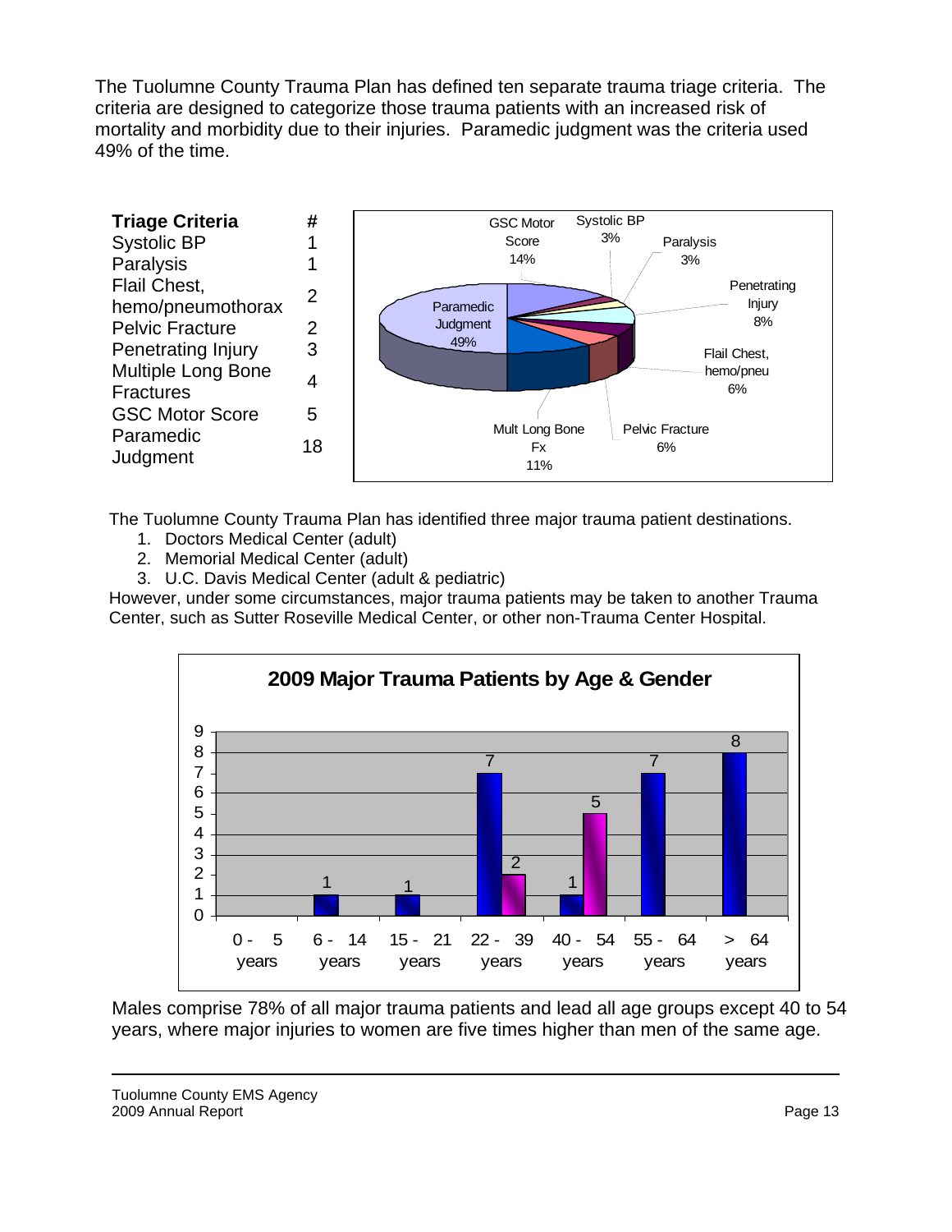The Tuolumne County Trauma Plan has defined ten separate trauma triage criteria. The criteria are designed to categorize those trauma patients with an increased risk of mortality and morbidity due to their injuries. Paramedic judgment was the criteria used 49% of the time.

| Triage Criteria | # |
|---|---|
| Systolic BP | 1 |
| Paralysis | 1 |
| Flail Chest, hemo/pneumothorax | 2 |
| Pelvic Fracture | 2 |
| Penetrating Injury | 3 |
| Multiple Long Bone Fractures | 4 |
| GSC Motor Score | 5 |
| Paramedic Judgment | 18 |

Paramedic Judgment 49%, GSC Motor Score 14%, Systolic BP 3%, Paralysis 3%, Penetrating Injury 8%, Flail Chest, hemo/pneu 6%, Pelvic Fracture 6%, Mult Long Bone Fx 11%

The Tuolumne County Trauma Plan has identified three major trauma patient destinations.

1. Doctors Medical Center (adult)
2. Memorial Medical Center (adult)
3. U.C. Davis Medical Center (adult & pediatric)

However, under some circumstances, major trauma patients may be taken to another Trauma Center, such as Sutter Roseville Medical Center, or other non-Trauma Center Hospital.

**2009 Major Trauma Patients by Age & Gender**

| Age | Male | Female |
|---|---|---|
| 0 - 5 years | | |
| 6 - 14 years | 1 | |
| 15 - 21 years | 1 | |
| 22 - 39 years | 7 | 2 |
| 40 - 54 years | 1 | 5 |
| 55 - 64 years | 7 | |
| > 64 years | 8 | |

Males comprise 78% of all major trauma patients and lead all age groups except 40 to 54 years, where major injuries to women are five times higher than men of the same age.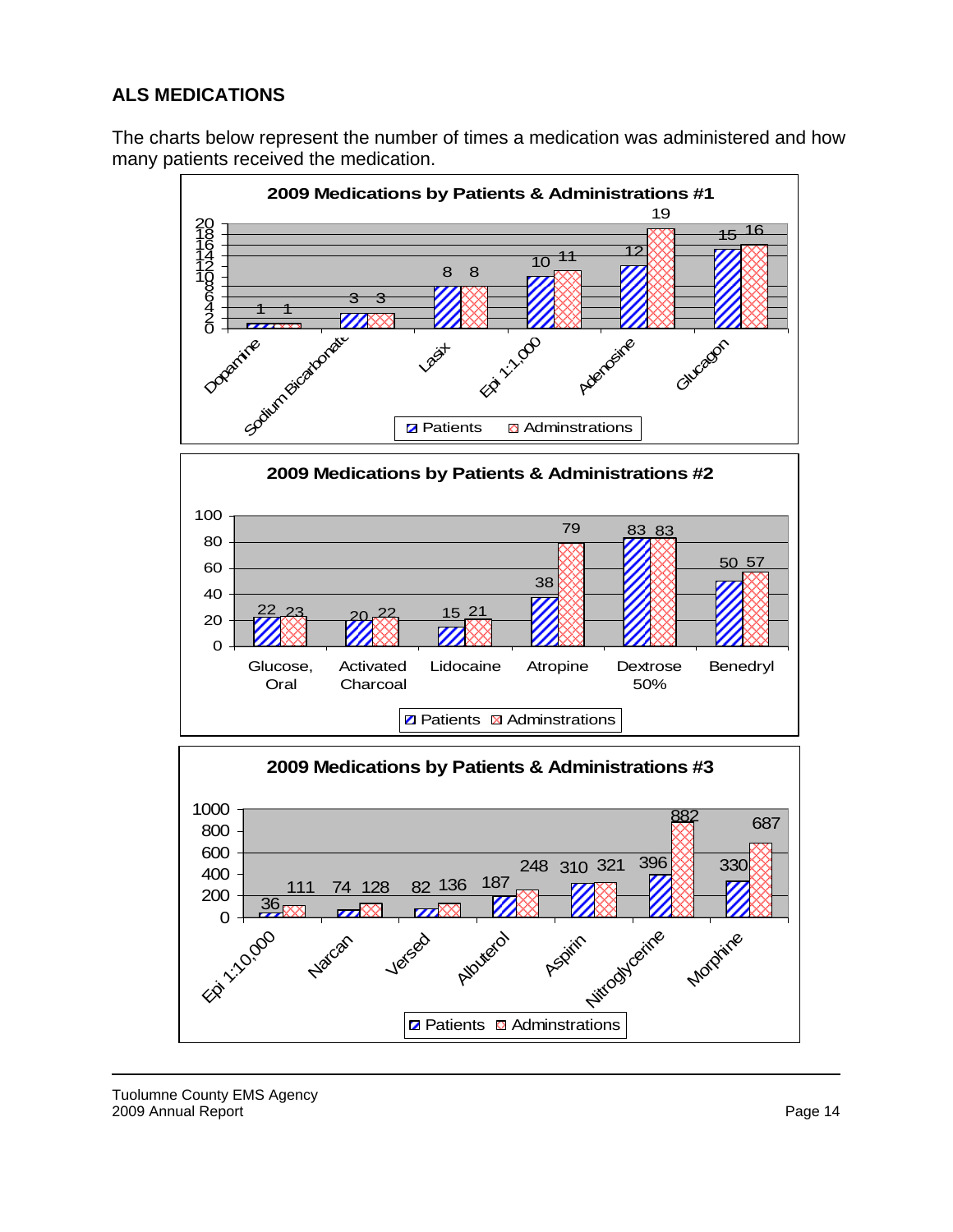## ALS MEDICATIONS

The charts below represent the number of times a medication was administered and how many patients received the medication.

**2009 Medications by Patients & Administrations #1**

| Medication | Patients | Adminstrations |
|---|---|---|
| Dopamine | 1 | 1 |
| Sodium Bicarbonate | 3 | 3 |
| Lasix | 8 | 8 |
| Epi 1:1,000 | 10 | 11 |
| Adenosine | 12 | 19 |
| Glucagon | 15 | 16 |

**2009 Medications by Patients & Administrations #2**

| Medication | Patients | Adminstrations |
|---|---|---|
| Glucose, Oral | 22 | 23 |
| Activated Charcoal | 20 | 22 |
| Lidocaine | 15 | 21 |
| Atropine | 38 | 79 |
| Dextrose 50% | 83 | 83 |
| Benedryl | 50 | 57 |

**2009 Medications by Patients & Administrations #3**

| Medication | Patients | Adminstrations |
|---|---|---|
| Epi 1:10,000 | 36 | 111 |
| Narcan | 74 | 128 |
| Versed | 82 | 136 |
| Albuterol | 187 | 248 |
| Aspirin | 310 | 321 |
| Nitroglycerine | 396 | 882 |
| Morphine | 330 | 687 |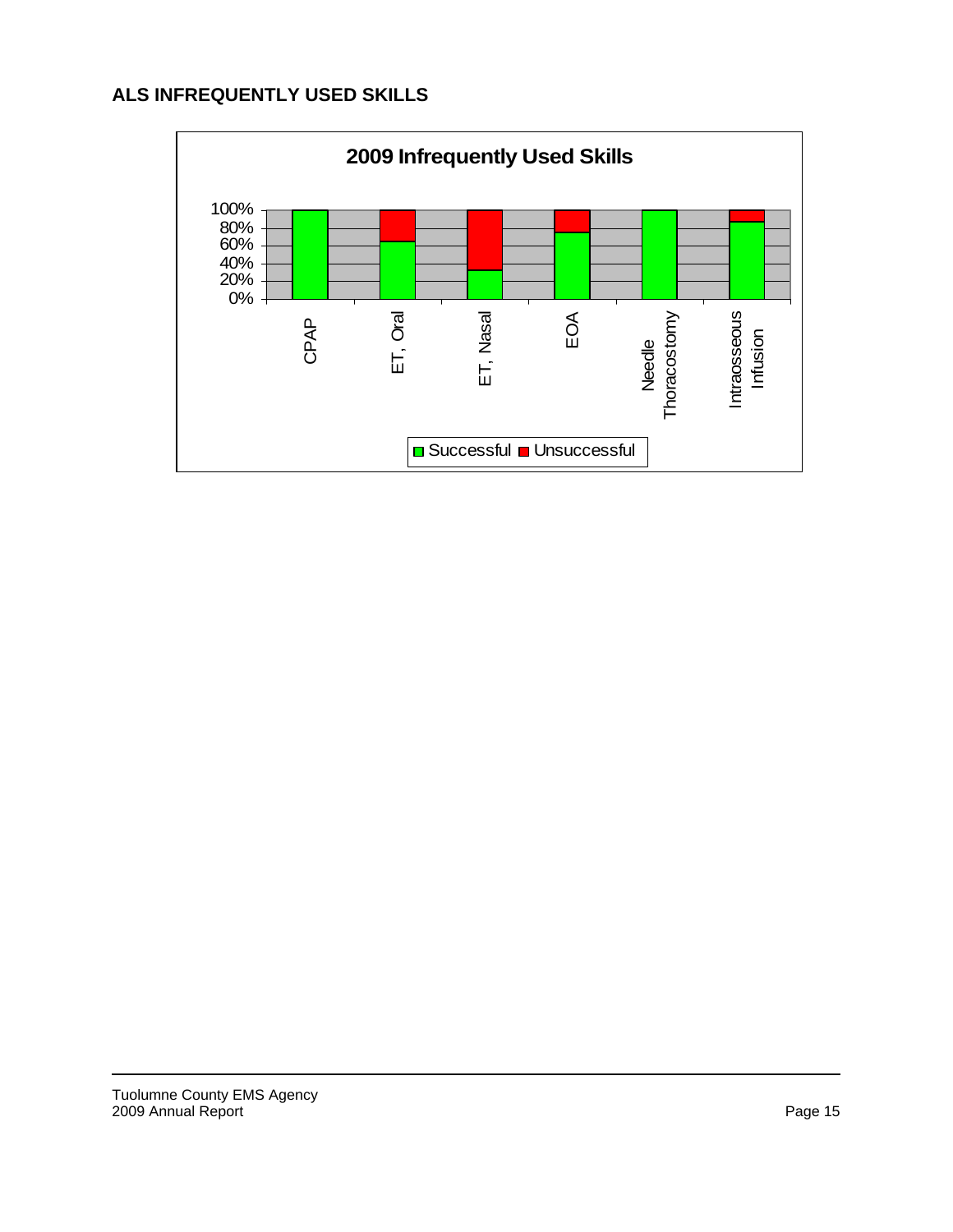## ALS INFREQUENTLY USED SKILLS

**2009 Infrequently Used Skills**

| Skill | Successful | Unsuccessful |
|---|---|---|
| CPAP | 100% | 0% |
| ET, Oral | ~65% | ~35% |
| ET, Nasal | ~33% | ~67% |
| EOA | ~75% | ~25% |
| Needle Thoracostomy | 100% | 0% |
| Intraosseous Infusion | ~87% | ~13% |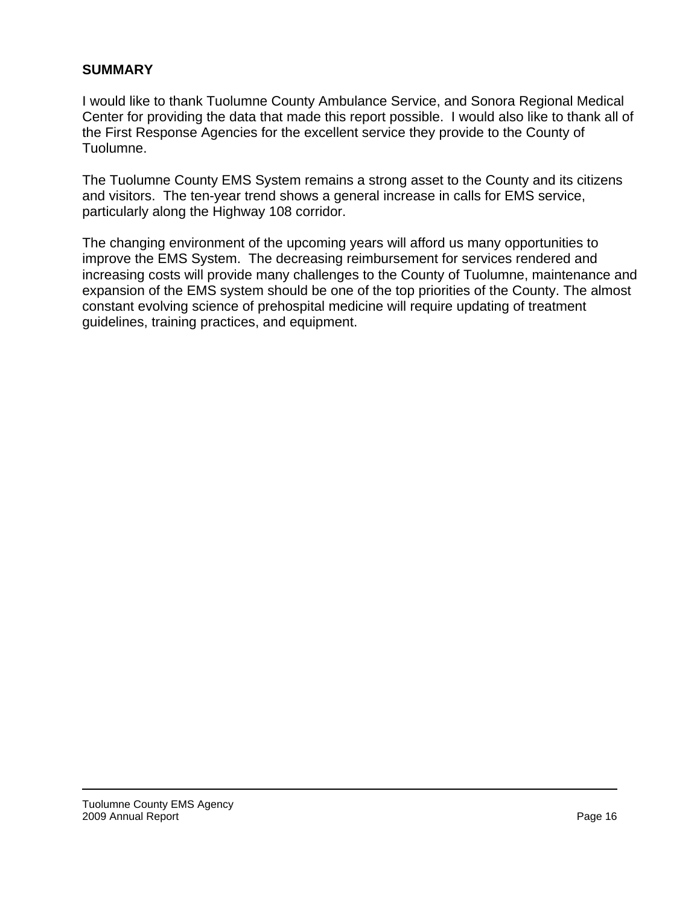## SUMMARY

I would like to thank Tuolumne County Ambulance Service, and Sonora Regional Medical Center for providing the data that made this report possible. I would also like to thank all of the First Response Agencies for the excellent service they provide to the County of Tuolumne.

The Tuolumne County EMS System remains a strong asset to the County and its citizens and visitors. The ten-year trend shows a general increase in calls for EMS service, particularly along the Highway 108 corridor.

The changing environment of the upcoming years will afford us many opportunities to improve the EMS System. The decreasing reimbursement for services rendered and increasing costs will provide many challenges to the County of Tuolumne, maintenance and expansion of the EMS system should be one of the top priorities of the County. The almost constant evolving science of prehospital medicine will require updating of treatment guidelines, training practices, and equipment.